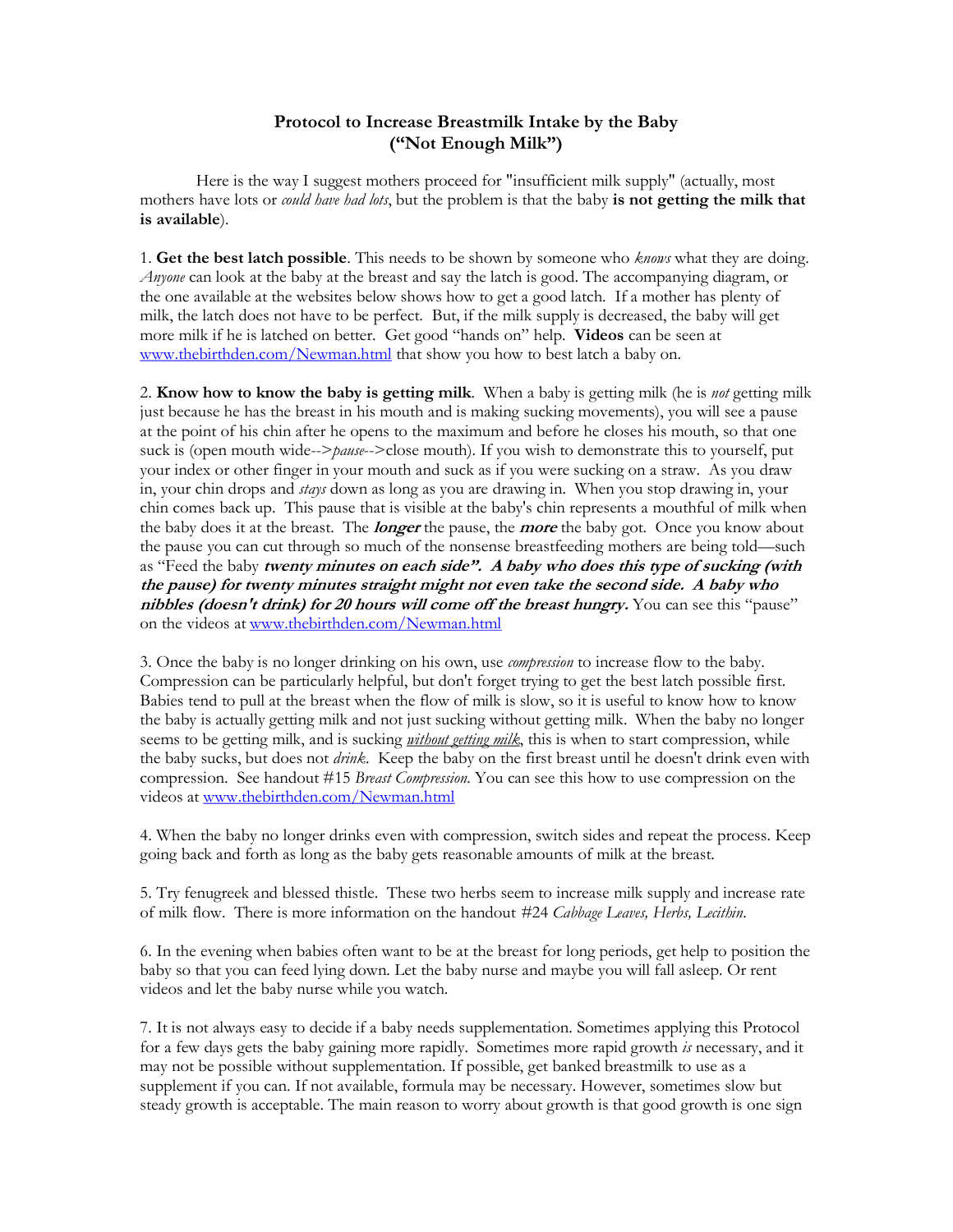# Protocol to Increase Breastmilk Intake by the Baby
# ("Not Enough Milk")

Here is the way I suggest mothers proceed for "insufficient milk supply" (actually, most mothers have lots or *could have had lots*, but the problem is that the baby **is not getting the milk that is available**).

1. **Get the best latch possible**. This needs to be shown by someone who *knows* what they are doing. *Anyone* can look at the baby at the breast and say the latch is good. The accompanying diagram, or the one available at the websites below shows how to get a good latch. If a mother has plenty of milk, the latch does not have to be perfect. But, if the milk supply is decreased, the baby will get more milk if he is latched on better. Get good "hands on" help. **Videos** can be seen at www.thebirthden.com/Newman.html that show you how to best latch a baby on.

2. **Know how to know the baby is getting milk**. When a baby is getting milk (he is *not* getting milk just because he has the breast in his mouth and is making sucking movements), you will see a pause at the point of his chin after he opens to the maximum and before he closes his mouth, so that one suck is (open mouth wide-->*pause*-->close mouth). If you wish to demonstrate this to yourself, put your index or other finger in your mouth and suck as if you were sucking on a straw. As you draw in, your chin drops and *stays* down as long as you are drawing in. When you stop drawing in, your chin comes back up. This pause that is visible at the baby's chin represents a mouthful of milk when the baby does it at the breast. The ***longer*** the pause, the ***more*** the baby got. Once you know about the pause you can cut through so much of the nonsense breastfeeding mothers are being told—such as "Feed the baby ***twenty minutes on each side". A baby who does this type of sucking (with the pause) for twenty minutes straight might not even take the second side. A baby who nibbles (doesn't drink) for 20 hours will come off the breast hungry.*** You can see this "pause" on the videos at www.thebirthden.com/Newman.html

3. Once the baby is no longer drinking on his own, use *compression* to increase flow to the baby. Compression can be particularly helpful, but don't forget trying to get the best latch possible first. Babies tend to pull at the breast when the flow of milk is slow, so it is useful to know how to know the baby is actually getting milk and not just sucking without getting milk. When the baby no longer seems to be getting milk, and is sucking ***without getting milk***, this is when to start compression, while the baby sucks, but does not *drink*. Keep the baby on the first breast until he doesn't drink even with compression. See handout #15 *Breast Compression*. You can see this how to use compression on the videos at www.thebirthden.com/Newman.html

4. When the baby no longer drinks even with compression, switch sides and repeat the process. Keep going back and forth as long as the baby gets reasonable amounts of milk at the breast.

5. Try fenugreek and blessed thistle. These two herbs seem to increase milk supply and increase rate of milk flow. There is more information on the handout #24 *Cabbage Leaves, Herbs, Lecithin*.

6. In the evening when babies often want to be at the breast for long periods, get help to position the baby so that you can feed lying down. Let the baby nurse and maybe you will fall asleep. Or rent videos and let the baby nurse while you watch.

7. It is not always easy to decide if a baby needs supplementation. Sometimes applying this Protocol for a few days gets the baby gaining more rapidly. Sometimes more rapid growth *is* necessary, and it may not be possible without supplementation. If possible, get banked breastmilk to use as a supplement if you can. If not available, formula may be necessary. However, sometimes slow but steady growth is acceptable. The main reason to worry about growth is that good growth is one sign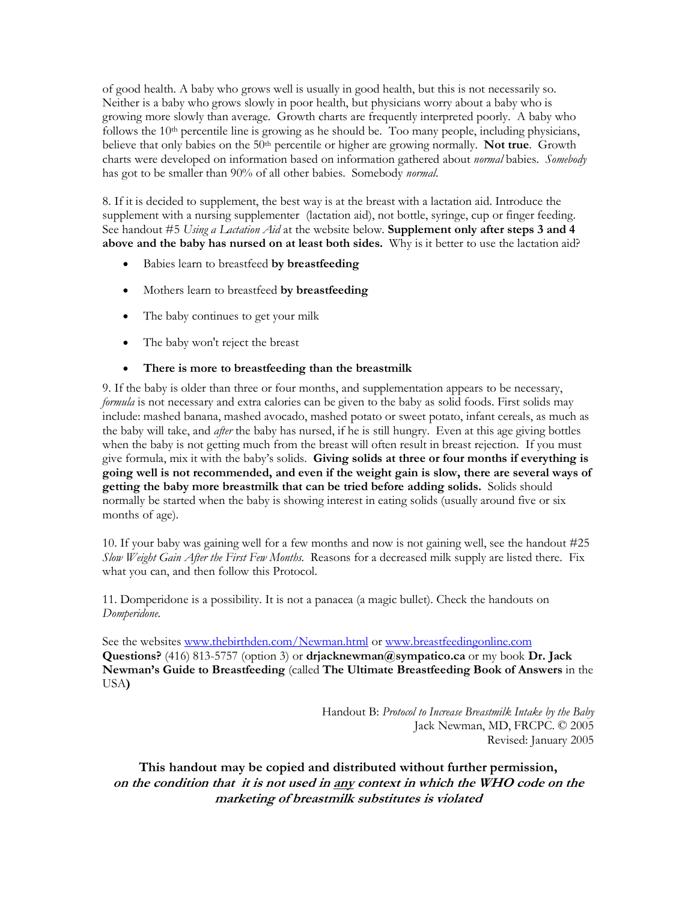of good health. A baby who grows well is usually in good health, but this is not necessarily so. Neither is a baby who grows slowly in poor health, but physicians worry about a baby who is growing more slowly than average. Growth charts are frequently interpreted poorly. A baby who follows the 10th percentile line is growing as he should be. Too many people, including physicians, believe that only babies on the 50th percentile or higher are growing normally. **Not true**. Growth charts were developed on information based on information gathered about *normal* babies. *Somebody* has got to be smaller than 90% of all other babies. Somebody *normal*.

8. If it is decided to supplement, the best way is at the breast with a lactation aid. Introduce the supplement with a nursing supplementer (lactation aid), not bottle, syringe, cup or finger feeding. See handout #5 *Using a Lactation Aid* at the website below. **Supplement only after steps 3 and 4 above and the baby has nursed on at least both sides.** Why is it better to use the lactation aid?

- Babies learn to breastfeed **by breastfeeding**
- Mothers learn to breastfeed **by breastfeeding**
- The baby continues to get your milk
- The baby won't reject the breast
- **There is more to breastfeeding than the breastmilk**

9. If the baby is older than three or four months, and supplementation appears to be necessary, *formula* is not necessary and extra calories can be given to the baby as solid foods. First solids may include: mashed banana, mashed avocado, mashed potato or sweet potato, infant cereals, as much as the baby will take, and *after* the baby has nursed, if he is still hungry. Even at this age giving bottles when the baby is not getting much from the breast will often result in breast rejection. If you must give formula, mix it with the baby's solids. **Giving solids at three or four months if everything is going well is not recommended, and even if the weight gain is slow, there are several ways of getting the baby more breastmilk that can be tried before adding solids.** Solids should normally be started when the baby is showing interest in eating solids (usually around five or six months of age).

10. If your baby was gaining well for a few months and now is not gaining well, see the handout #25 *Slow Weight Gain After the First Few Months*. Reasons for a decreased milk supply are listed there. Fix what you can, and then follow this Protocol.

11. Domperidone is a possibility. It is not a panacea (a magic bullet). Check the handouts on *Domperidone*.

See the websites www.thebirthden.com/Newman.html or www.breastfeedingonline.com
**Questions?** (416) 813-5757 (option 3) or **drjacknewman@sympatico.ca** or my book **Dr. Jack Newman's Guide to Breastfeeding** (called **The Ultimate Breastfeeding Book of Answers** in the USA**)**

Handout B: *Protocol to Increase Breastmilk Intake by the Baby*
Jack Newman, MD, FRCPC. © 2005
Revised: January 2005

**This handout may be copied and distributed without further permission,**
***on the condition that it is not used in any context in which the WHO code on the marketing of breastmilk substitutes is violated***